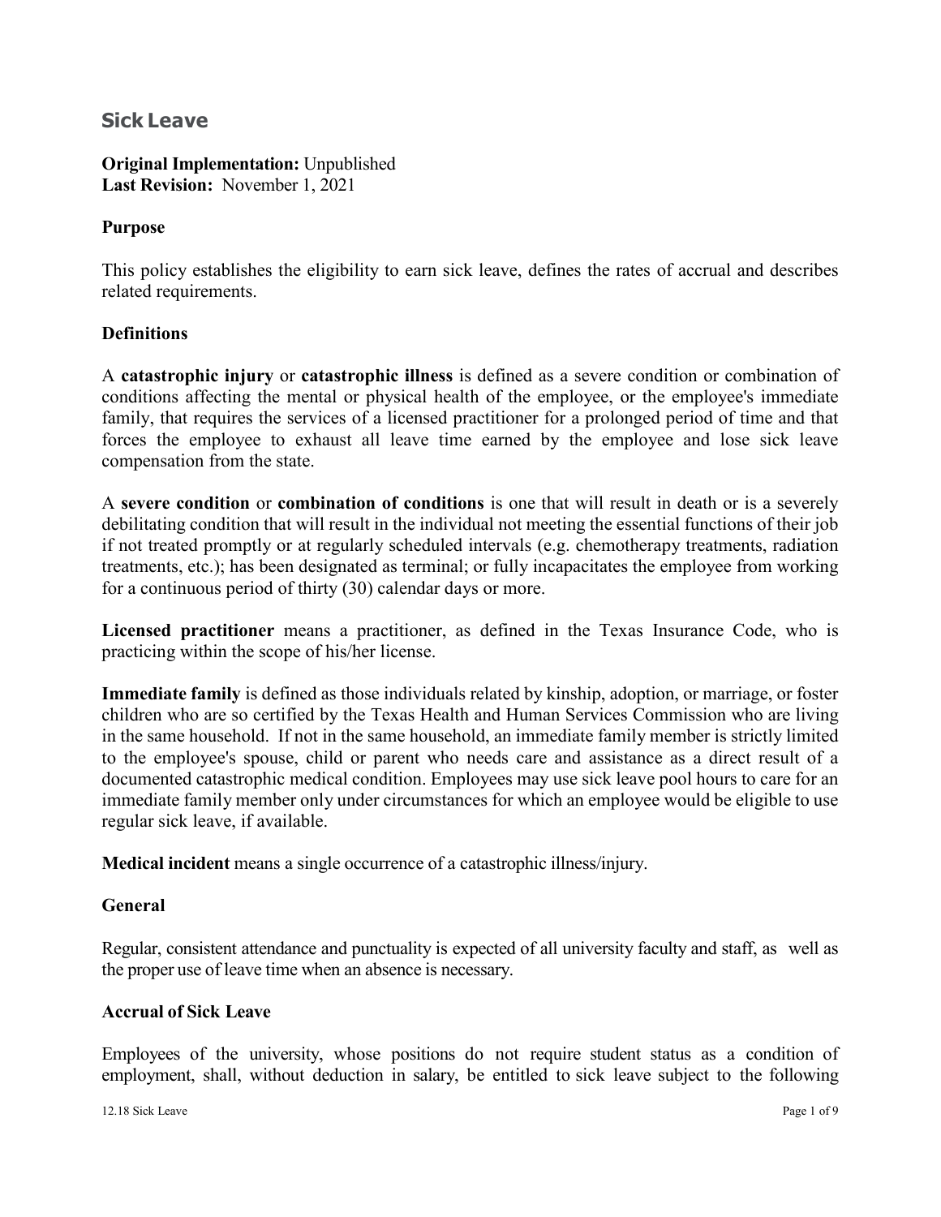# Sick Leave

**Original Implementation:** Unpublished
**Last Revision:** November 1, 2021

## Purpose

This policy establishes the eligibility to earn sick leave, defines the rates of accrual and describes related requirements.

## Definitions

A **catastrophic injury** or **catastrophic illness** is defined as a severe condition or combination of conditions affecting the mental or physical health of the employee, or the employee's immediate family, that requires the services of a licensed practitioner for a prolonged period of time and that forces the employee to exhaust all leave time earned by the employee and lose sick leave compensation from the state.

A **severe condition** or **combination of conditions** is one that will result in death or is a severely debilitating condition that will result in the individual not meeting the essential functions of their job if not treated promptly or at regularly scheduled intervals (e.g. chemotherapy treatments, radiation treatments, etc.); has been designated as terminal; or fully incapacitates the employee from working for a continuous period of thirty (30) calendar days or more.

**Licensed practitioner** means a practitioner, as defined in the Texas Insurance Code, who is practicing within the scope of his/her license.

**Immediate family** is defined as those individuals related by kinship, adoption, or marriage, or foster children who are so certified by the Texas Health and Human Services Commission who are living in the same household. If not in the same household, an immediate family member is strictly limited to the employee's spouse, child or parent who needs care and assistance as a direct result of a documented catastrophic medical condition. Employees may use sick leave pool hours to care for an immediate family member only under circumstances for which an employee would be eligible to use regular sick leave, if available.

**Medical incident** means a single occurrence of a catastrophic illness/injury.

## General

Regular, consistent attendance and punctuality is expected of all university faculty and staff, as well as the proper use of leave time when an absence is necessary.

## Accrual of Sick Leave

Employees of the university, whose positions do not require student status as a condition of employment, shall, without deduction in salary, be entitled to sick leave subject to the following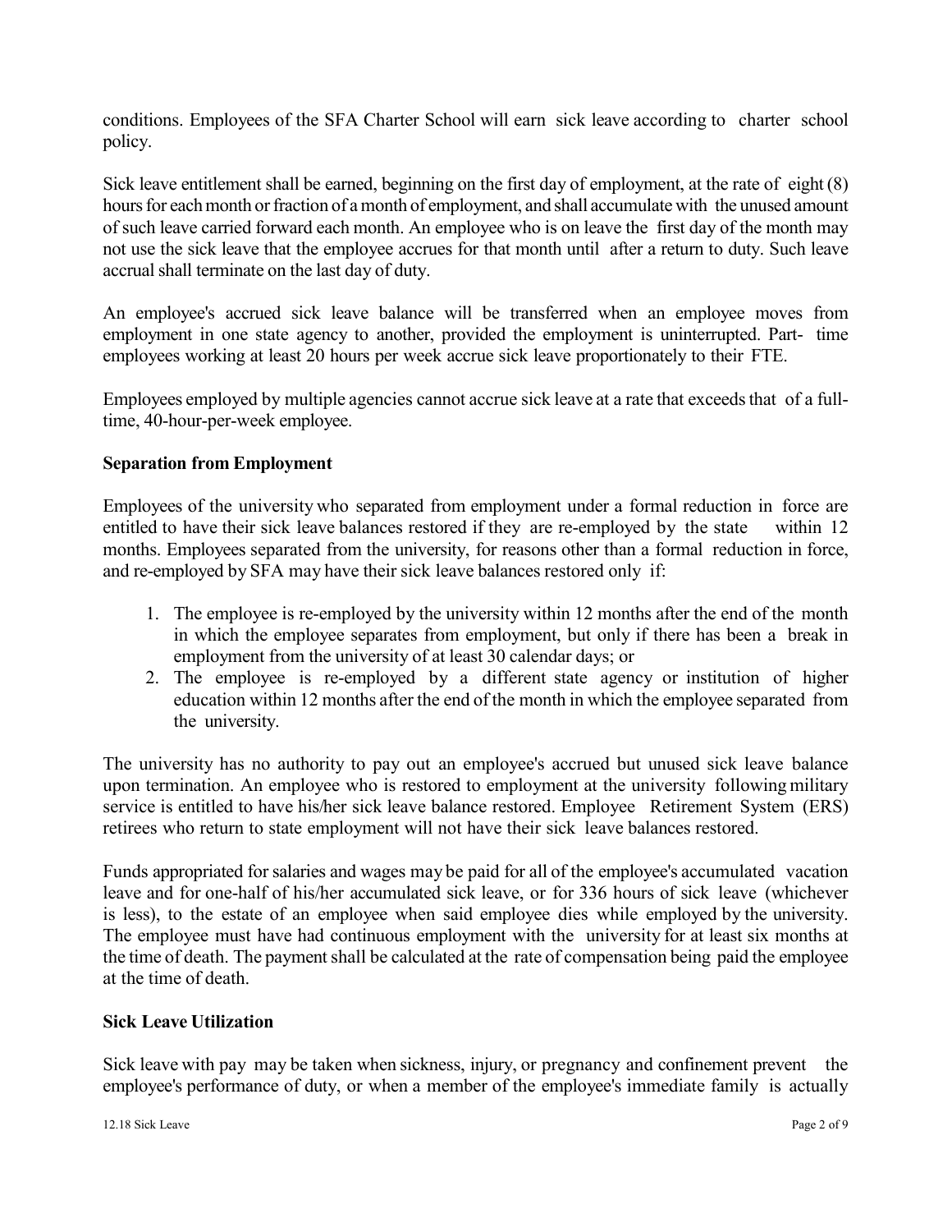conditions. Employees of the SFA Charter School will earn sick leave according to charter school policy.

Sick leave entitlement shall be earned, beginning on the first day of employment, at the rate of eight (8) hours for each month or fraction of a month of employment, and shall accumulate with the unused amount of such leave carried forward each month. An employee who is on leave the first day of the month may not use the sick leave that the employee accrues for that month until after a return to duty. Such leave accrual shall terminate on the last day of duty.

An employee's accrued sick leave balance will be transferred when an employee moves from employment in one state agency to another, provided the employment is uninterrupted. Part- time employees working at least 20 hours per week accrue sick leave proportionately to their FTE.

Employees employed by multiple agencies cannot accrue sick leave at a rate that exceeds that of a full-time, 40-hour-per-week employee.

**Separation from Employment**

Employees of the university who separated from employment under a formal reduction in force are entitled to have their sick leave balances restored if they are re-employed by the state within 12 months. Employees separated from the university, for reasons other than a formal reduction in force, and re-employed by SFA may have their sick leave balances restored only if:

1. The employee is re-employed by the university within 12 months after the end of the month in which the employee separates from employment, but only if there has been a break in employment from the university of at least 30 calendar days; or
2. The employee is re-employed by a different state agency or institution of higher education within 12 months after the end of the month in which the employee separated from the university.

The university has no authority to pay out an employee's accrued but unused sick leave balance upon termination. An employee who is restored to employment at the university following military service is entitled to have his/her sick leave balance restored. Employee Retirement System (ERS) retirees who return to state employment will not have their sick leave balances restored.

Funds appropriated for salaries and wages may be paid for all of the employee's accumulated vacation leave and for one-half of his/her accumulated sick leave, or for 336 hours of sick leave (whichever is less), to the estate of an employee when said employee dies while employed by the university. The employee must have had continuous employment with the university for at least six months at the time of death. The payment shall be calculated at the rate of compensation being paid the employee at the time of death.

**Sick Leave Utilization**

Sick leave with pay may be taken when sickness, injury, or pregnancy and confinement prevent the employee's performance of duty, or when a member of the employee's immediate family is actually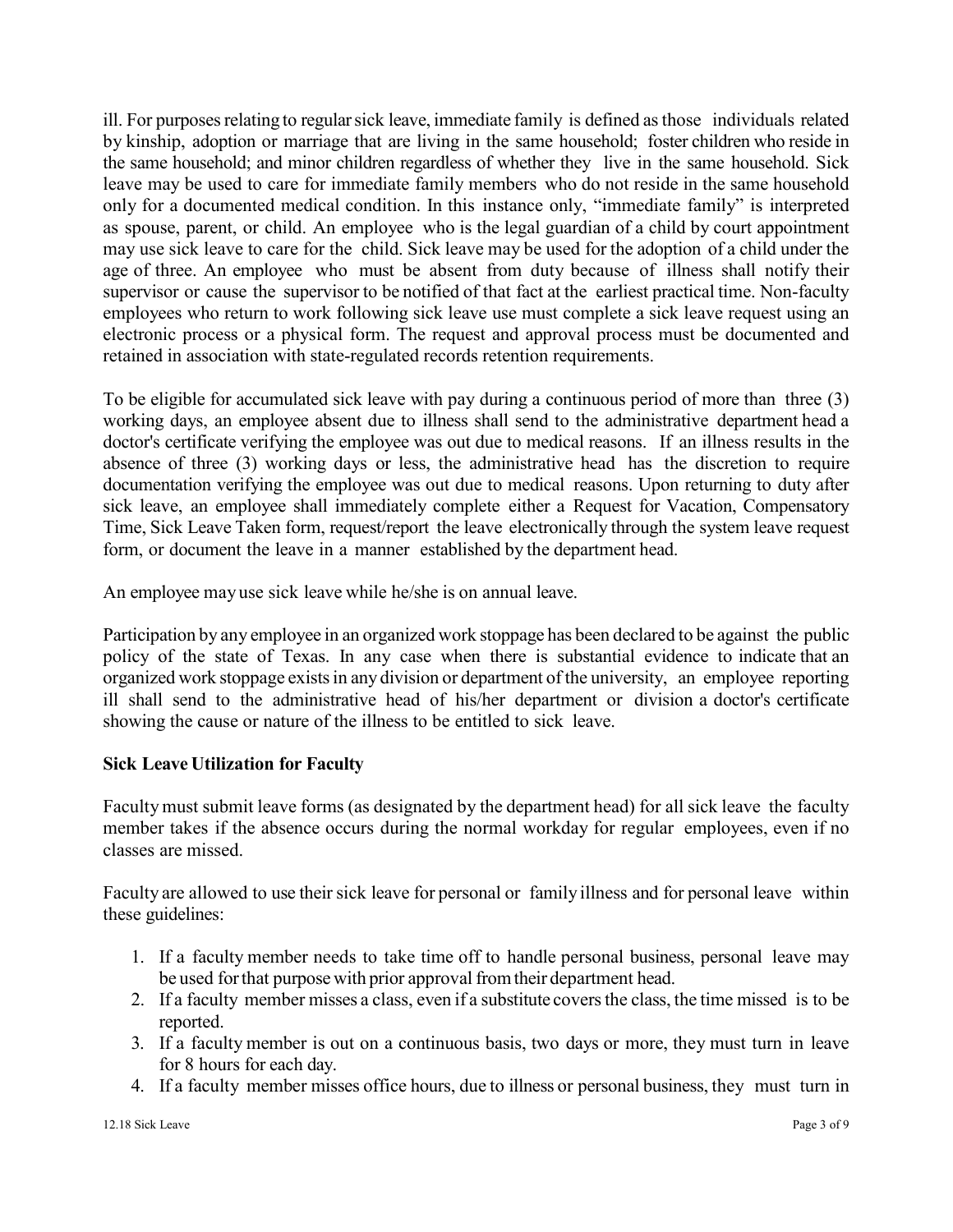ill. For purposes relating to regular sick leave, immediate family is defined as those individuals related by kinship, adoption or marriage that are living in the same household; foster children who reside in the same household; and minor children regardless of whether they live in the same household. Sick leave may be used to care for immediate family members who do not reside in the same household only for a documented medical condition. In this instance only, "immediate family" is interpreted as spouse, parent, or child. An employee who is the legal guardian of a child by court appointment may use sick leave to care for the child. Sick leave may be used for the adoption of a child under the age of three. An employee who must be absent from duty because of illness shall notify their supervisor or cause the supervisor to be notified of that fact at the earliest practical time. Non-faculty employees who return to work following sick leave use must complete a sick leave request using an electronic process or a physical form. The request and approval process must be documented and retained in association with state-regulated records retention requirements.

To be eligible for accumulated sick leave with pay during a continuous period of more than three (3) working days, an employee absent due to illness shall send to the administrative department head a doctor's certificate verifying the employee was out due to medical reasons. If an illness results in the absence of three (3) working days or less, the administrative head has the discretion to require documentation verifying the employee was out due to medical reasons. Upon returning to duty after sick leave, an employee shall immediately complete either a Request for Vacation, Compensatory Time, Sick Leave Taken form, request/report the leave electronically through the system leave request form, or document the leave in a manner established by the department head.

An employee may use sick leave while he/she is on annual leave.

Participation by any employee in an organized work stoppage has been declared to be against the public policy of the state of Texas. In any case when there is substantial evidence to indicate that an organized work stoppage exists in any division or department of the university, an employee reporting ill shall send to the administrative head of his/her department or division a doctor's certificate showing the cause or nature of the illness to be entitled to sick leave.

**Sick Leave Utilization for Faculty**

Faculty must submit leave forms (as designated by the department head) for all sick leave the faculty member takes if the absence occurs during the normal workday for regular employees, even if no classes are missed.

Faculty are allowed to use their sick leave for personal or family illness and for personal leave within these guidelines:

1. If a faculty member needs to take time off to handle personal business, personal leave may be used for that purpose with prior approval from their department head.
2. If a faculty member misses a class, even if a substitute covers the class, the time missed is to be reported.
3. If a faculty member is out on a continuous basis, two days or more, they must turn in leave for 8 hours for each day.
4. If a faculty member misses office hours, due to illness or personal business, they must turn in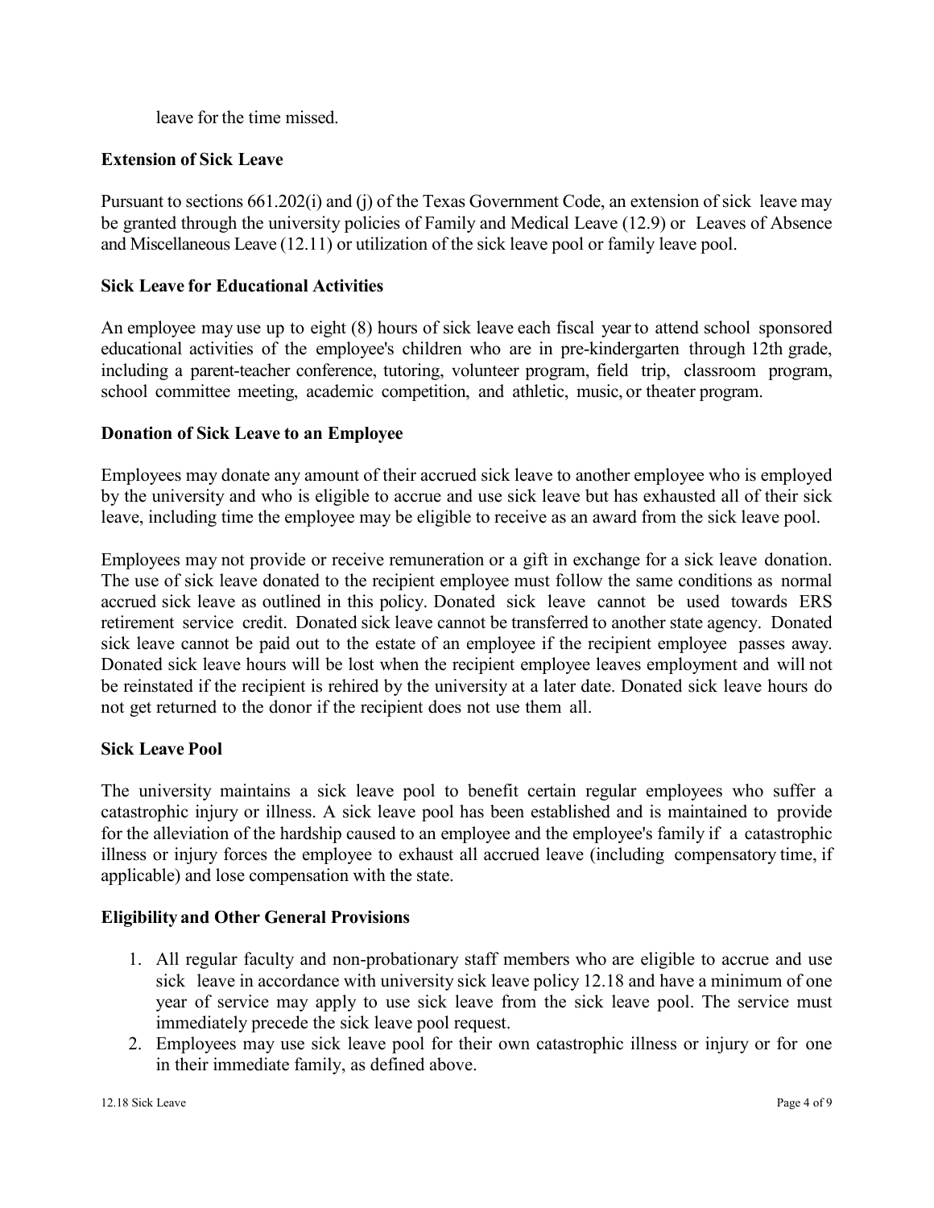leave for the time missed.

**Extension of Sick Leave**

Pursuant to sections 661.202(i) and (j) of the Texas Government Code, an extension of sick leave may be granted through the university policies of Family and Medical Leave (12.9) or Leaves of Absence and Miscellaneous Leave (12.11) or utilization of the sick leave pool or family leave pool.

**Sick Leave for Educational Activities**

An employee may use up to eight (8) hours of sick leave each fiscal year to attend school sponsored educational activities of the employee's children who are in pre-kindergarten through 12th grade, including a parent-teacher conference, tutoring, volunteer program, field trip, classroom program, school committee meeting, academic competition, and athletic, music, or theater program.

**Donation of Sick Leave to an Employee**

Employees may donate any amount of their accrued sick leave to another employee who is employed by the university and who is eligible to accrue and use sick leave but has exhausted all of their sick leave, including time the employee may be eligible to receive as an award from the sick leave pool.

Employees may not provide or receive remuneration or a gift in exchange for a sick leave donation. The use of sick leave donated to the recipient employee must follow the same conditions as normal accrued sick leave as outlined in this policy. Donated sick leave cannot be used towards ERS retirement service credit. Donated sick leave cannot be transferred to another state agency. Donated sick leave cannot be paid out to the estate of an employee if the recipient employee passes away. Donated sick leave hours will be lost when the recipient employee leaves employment and will not be reinstated if the recipient is rehired by the university at a later date. Donated sick leave hours do not get returned to the donor if the recipient does not use them all.

**Sick Leave Pool**

The university maintains a sick leave pool to benefit certain regular employees who suffer a catastrophic injury or illness. A sick leave pool has been established and is maintained to provide for the alleviation of the hardship caused to an employee and the employee's family if a catastrophic illness or injury forces the employee to exhaust all accrued leave (including compensatory time, if applicable) and lose compensation with the state.

**Eligibility and Other General Provisions**

1. All regular faculty and non-probationary staff members who are eligible to accrue and use sick leave in accordance with university sick leave policy 12.18 and have a minimum of one year of service may apply to use sick leave from the sick leave pool. The service must immediately precede the sick leave pool request.
2. Employees may use sick leave pool for their own catastrophic illness or injury or for one in their immediate family, as defined above.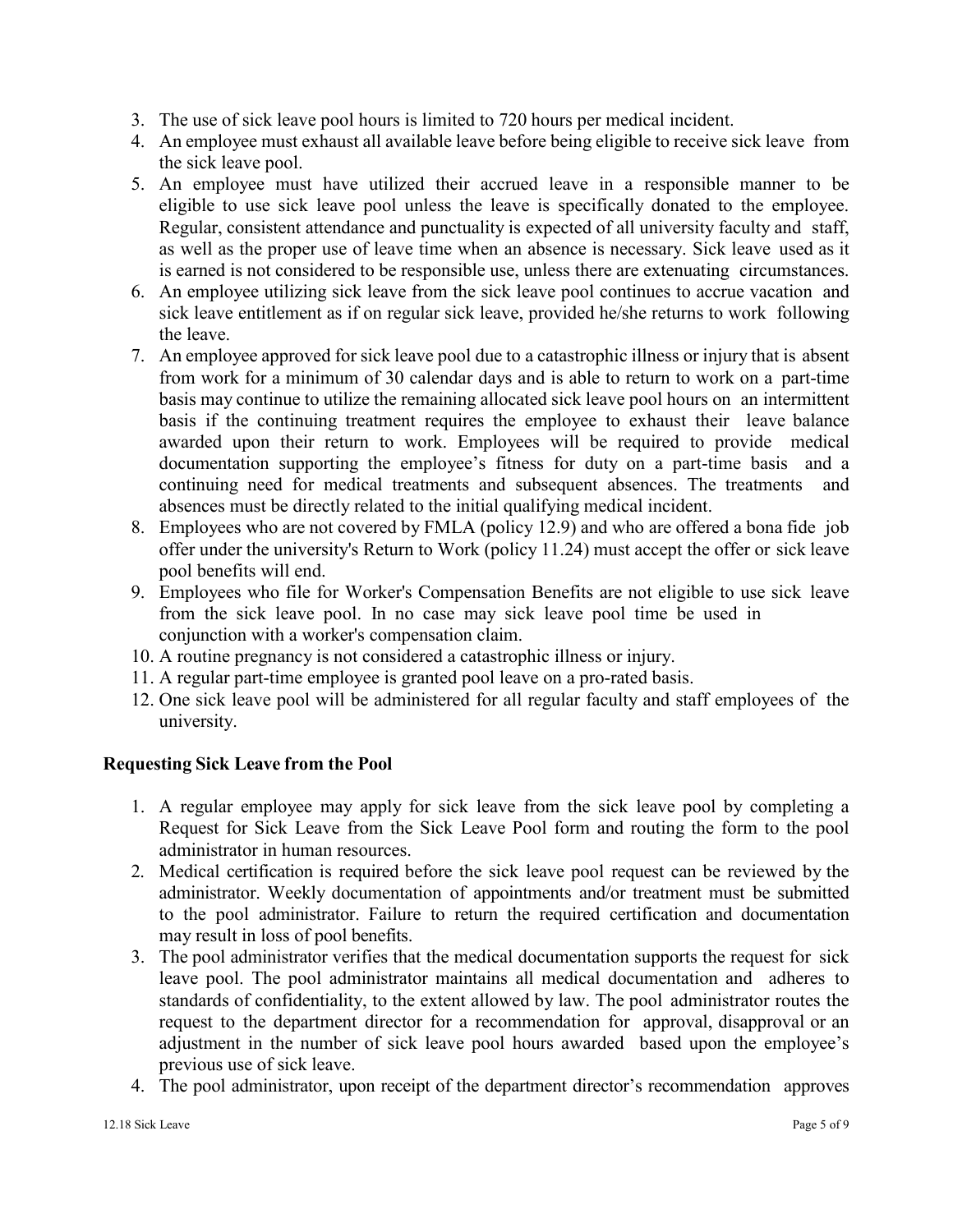3. The use of sick leave pool hours is limited to 720 hours per medical incident.
4. An employee must exhaust all available leave before being eligible to receive sick leave from the sick leave pool.
5. An employee must have utilized their accrued leave in a responsible manner to be eligible to use sick leave pool unless the leave is specifically donated to the employee. Regular, consistent attendance and punctuality is expected of all university faculty and staff, as well as the proper use of leave time when an absence is necessary. Sick leave used as it is earned is not considered to be responsible use, unless there are extenuating circumstances.
6. An employee utilizing sick leave from the sick leave pool continues to accrue vacation and sick leave entitlement as if on regular sick leave, provided he/she returns to work following the leave.
7. An employee approved for sick leave pool due to a catastrophic illness or injury that is absent from work for a minimum of 30 calendar days and is able to return to work on a part-time basis may continue to utilize the remaining allocated sick leave pool hours on an intermittent basis if the continuing treatment requires the employee to exhaust their leave balance awarded upon their return to work. Employees will be required to provide medical documentation supporting the employee's fitness for duty on a part-time basis and a continuing need for medical treatments and subsequent absences. The treatments and absences must be directly related to the initial qualifying medical incident.
8. Employees who are not covered by FMLA (policy 12.9) and who are offered a bona fide job offer under the university's Return to Work (policy 11.24) must accept the offer or sick leave pool benefits will end.
9. Employees who file for Worker's Compensation Benefits are not eligible to use sick leave from the sick leave pool. In no case may sick leave pool time be used in conjunction with a worker's compensation claim.
10. A routine pregnancy is not considered a catastrophic illness or injury.
11. A regular part-time employee is granted pool leave on a pro-rated basis.
12. One sick leave pool will be administered for all regular faculty and staff employees of the university.

**Requesting Sick Leave from the Pool**

1. A regular employee may apply for sick leave from the sick leave pool by completing a Request for Sick Leave from the Sick Leave Pool form and routing the form to the pool administrator in human resources.
2. Medical certification is required before the sick leave pool request can be reviewed by the administrator. Weekly documentation of appointments and/or treatment must be submitted to the pool administrator. Failure to return the required certification and documentation may result in loss of pool benefits.
3. The pool administrator verifies that the medical documentation supports the request for sick leave pool. The pool administrator maintains all medical documentation and adheres to standards of confidentiality, to the extent allowed by law. The pool administrator routes the request to the department director for a recommendation for approval, disapproval or an adjustment in the number of sick leave pool hours awarded based upon the employee's previous use of sick leave.
4. The pool administrator, upon receipt of the department director's recommendation approves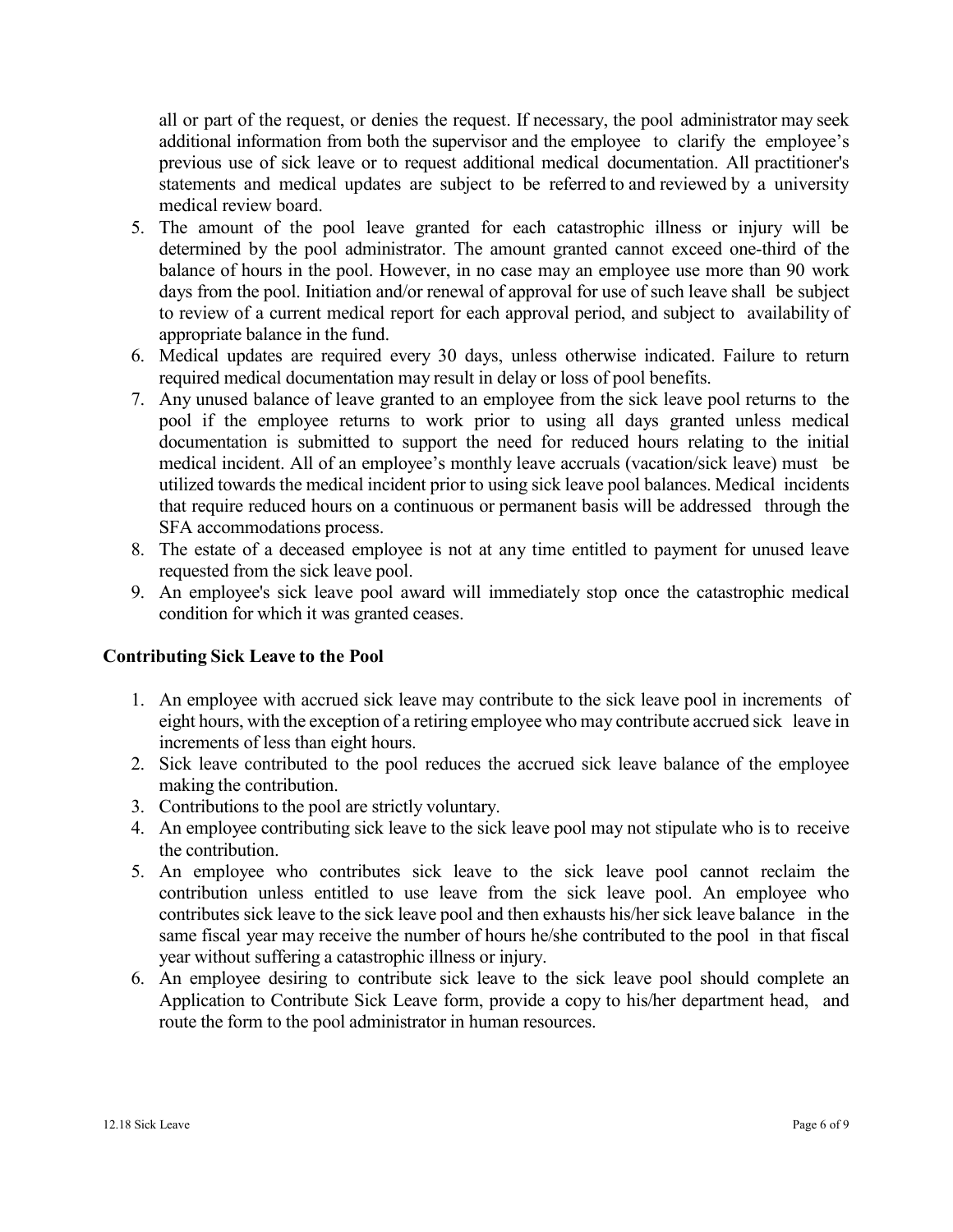all or part of the request, or denies the request. If necessary, the pool administrator may seek additional information from both the supervisor and the employee to clarify the employee's previous use of sick leave or to request additional medical documentation. All practitioner's statements and medical updates are subject to be referred to and reviewed by a university medical review board.

5. The amount of the pool leave granted for each catastrophic illness or injury will be determined by the pool administrator. The amount granted cannot exceed one-third of the balance of hours in the pool. However, in no case may an employee use more than 90 work days from the pool. Initiation and/or renewal of approval for use of such leave shall be subject to review of a current medical report for each approval period, and subject to availability of appropriate balance in the fund.
6. Medical updates are required every 30 days, unless otherwise indicated. Failure to return required medical documentation may result in delay or loss of pool benefits.
7. Any unused balance of leave granted to an employee from the sick leave pool returns to the pool if the employee returns to work prior to using all days granted unless medical documentation is submitted to support the need for reduced hours relating to the initial medical incident. All of an employee's monthly leave accruals (vacation/sick leave) must be utilized towards the medical incident prior to using sick leave pool balances. Medical incidents that require reduced hours on a continuous or permanent basis will be addressed through the SFA accommodations process.
8. The estate of a deceased employee is not at any time entitled to payment for unused leave requested from the sick leave pool.
9. An employee's sick leave pool award will immediately stop once the catastrophic medical condition for which it was granted ceases.

**Contributing Sick Leave to the Pool**

1. An employee with accrued sick leave may contribute to the sick leave pool in increments of eight hours, with the exception of a retiring employee who may contribute accrued sick leave in increments of less than eight hours.
2. Sick leave contributed to the pool reduces the accrued sick leave balance of the employee making the contribution.
3. Contributions to the pool are strictly voluntary.
4. An employee contributing sick leave to the sick leave pool may not stipulate who is to receive the contribution.
5. An employee who contributes sick leave to the sick leave pool cannot reclaim the contribution unless entitled to use leave from the sick leave pool. An employee who contributes sick leave to the sick leave pool and then exhausts his/her sick leave balance in the same fiscal year may receive the number of hours he/she contributed to the pool in that fiscal year without suffering a catastrophic illness or injury.
6. An employee desiring to contribute sick leave to the sick leave pool should complete an Application to Contribute Sick Leave form, provide a copy to his/her department head, and route the form to the pool administrator in human resources.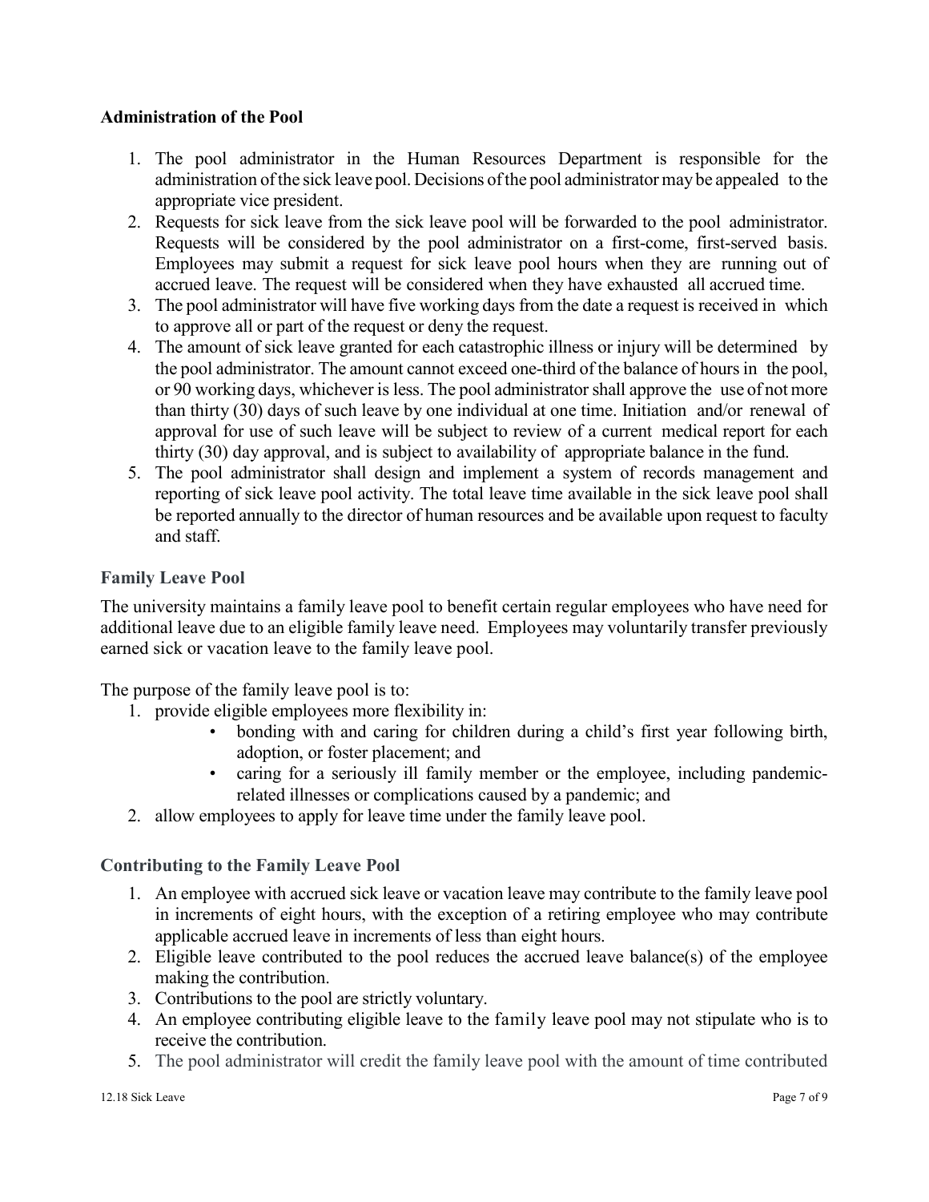**Administration of the Pool**

1. The pool administrator in the Human Resources Department is responsible for the administration of the sick leave pool. Decisions of the pool administrator may be appealed to the appropriate vice president.
2. Requests for sick leave from the sick leave pool will be forwarded to the pool administrator. Requests will be considered by the pool administrator on a first-come, first-served basis. Employees may submit a request for sick leave pool hours when they are running out of accrued leave. The request will be considered when they have exhausted all accrued time.
3. The pool administrator will have five working days from the date a request is received in which to approve all or part of the request or deny the request.
4. The amount of sick leave granted for each catastrophic illness or injury will be determined by the pool administrator. The amount cannot exceed one-third of the balance of hours in the pool, or 90 working days, whichever is less. The pool administrator shall approve the use of not more than thirty (30) days of such leave by one individual at one time. Initiation and/or renewal of approval for use of such leave will be subject to review of a current medical report for each thirty (30) day approval, and is subject to availability of appropriate balance in the fund.
5. The pool administrator shall design and implement a system of records management and reporting of sick leave pool activity. The total leave time available in the sick leave pool shall be reported annually to the director of human resources and be available upon request to faculty and staff.

### Family Leave Pool

The university maintains a family leave pool to benefit certain regular employees who have need for additional leave due to an eligible family leave need. Employees may voluntarily transfer previously earned sick or vacation leave to the family leave pool.

The purpose of the family leave pool is to:

1. provide eligible employees more flexibility in:
   - bonding with and caring for children during a child's first year following birth, adoption, or foster placement; and
   - caring for a seriously ill family member or the employee, including pandemic-related illnesses or complications caused by a pandemic; and
2. allow employees to apply for leave time under the family leave pool.

### Contributing to the Family Leave Pool

1. An employee with accrued sick leave or vacation leave may contribute to the family leave pool in increments of eight hours, with the exception of a retiring employee who may contribute applicable accrued leave in increments of less than eight hours.
2. Eligible leave contributed to the pool reduces the accrued leave balance(s) of the employee making the contribution.
3. Contributions to the pool are strictly voluntary.
4. An employee contributing eligible leave to the family leave pool may not stipulate who is to receive the contribution.
5. The pool administrator will credit the family leave pool with the amount of time contributed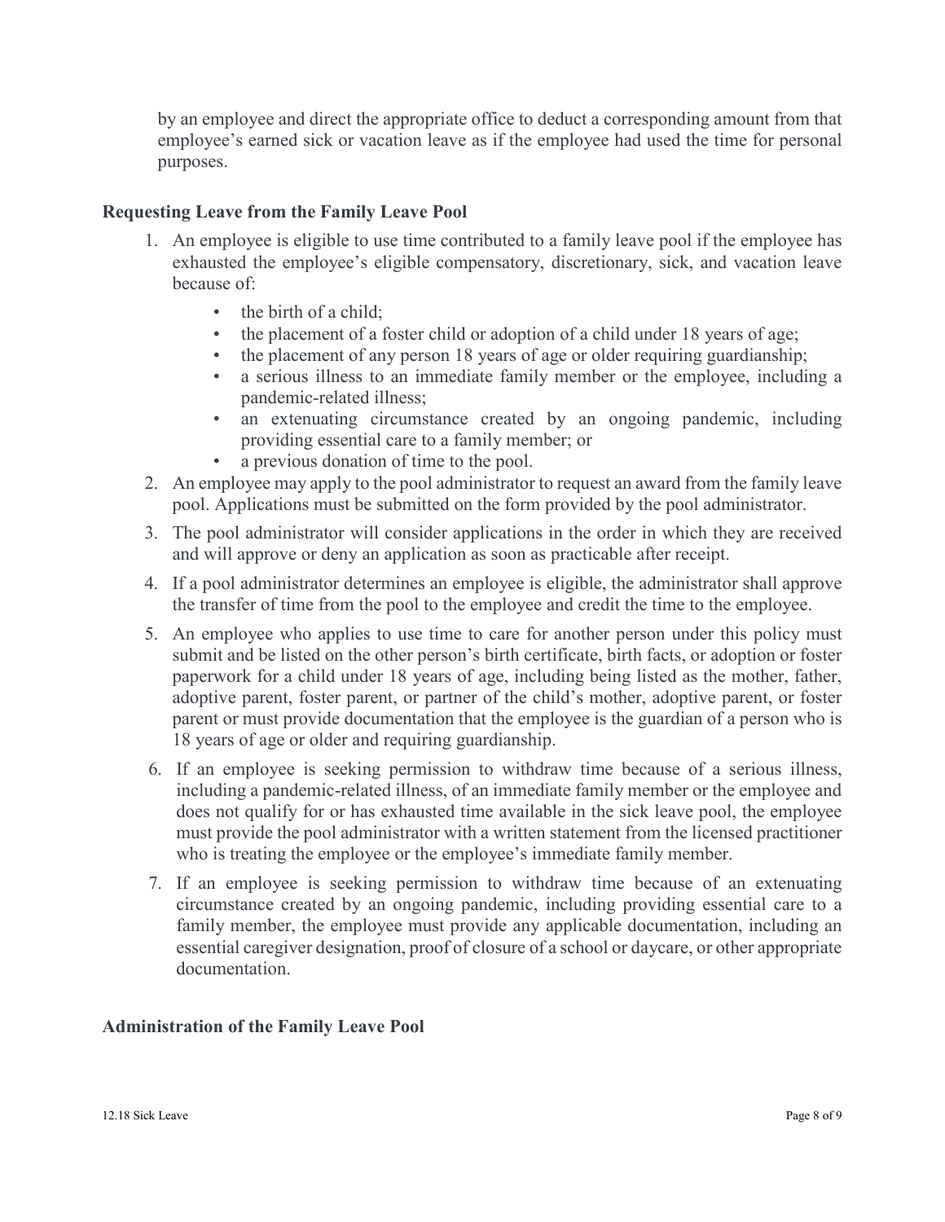by an employee and direct the appropriate office to deduct a corresponding amount from that employee's earned sick or vacation leave as if the employee had used the time for personal purposes.

**Requesting Leave from the Family Leave Pool**

1. An employee is eligible to use time contributed to a family leave pool if the employee has exhausted the employee's eligible compensatory, discretionary, sick, and vacation leave because of:
   - the birth of a child;
   - the placement of a foster child or adoption of a child under 18 years of age;
   - the placement of any person 18 years of age or older requiring guardianship;
   - a serious illness to an immediate family member or the employee, including a pandemic-related illness;
   - an extenuating circumstance created by an ongoing pandemic, including providing essential care to a family member; or
   - a previous donation of time to the pool.
2. An employee may apply to the pool administrator to request an award from the family leave pool. Applications must be submitted on the form provided by the pool administrator.
3. The pool administrator will consider applications in the order in which they are received and will approve or deny an application as soon as practicable after receipt.
4. If a pool administrator determines an employee is eligible, the administrator shall approve the transfer of time from the pool to the employee and credit the time to the employee.
5. An employee who applies to use time to care for another person under this policy must submit and be listed on the other person's birth certificate, birth facts, or adoption or foster paperwork for a child under 18 years of age, including being listed as the mother, father, adoptive parent, foster parent, or partner of the child's mother, adoptive parent, or foster parent or must provide documentation that the employee is the guardian of a person who is 18 years of age or older and requiring guardianship.
6. If an employee is seeking permission to withdraw time because of a serious illness, including a pandemic-related illness, of an immediate family member or the employee and does not qualify for or has exhausted time available in the sick leave pool, the employee must provide the pool administrator with a written statement from the licensed practitioner who is treating the employee or the employee's immediate family member.
7. If an employee is seeking permission to withdraw time because of an extenuating circumstance created by an ongoing pandemic, including providing essential care to a family member, the employee must provide any applicable documentation, including an essential caregiver designation, proof of closure of a school or daycare, or other appropriate documentation.

**Administration of the Family Leave Pool**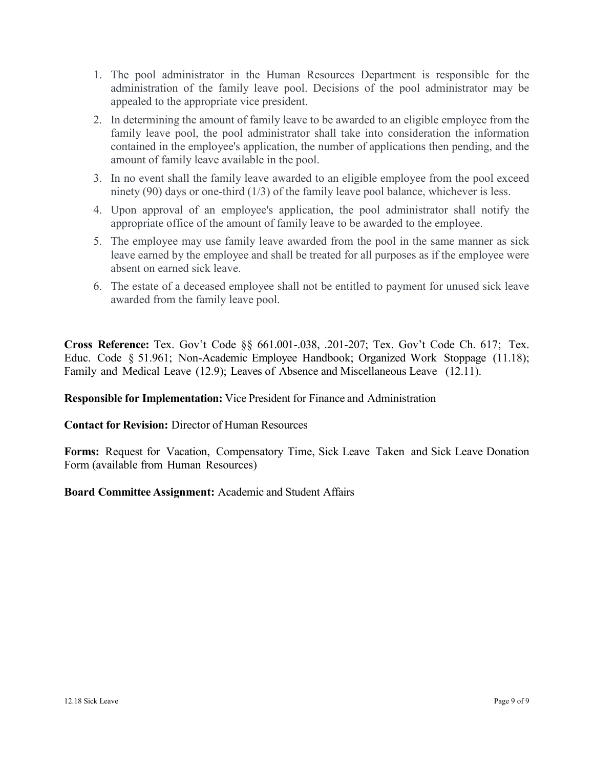1. The pool administrator in the Human Resources Department is responsible for the administration of the family leave pool. Decisions of the pool administrator may be appealed to the appropriate vice president.
2. In determining the amount of family leave to be awarded to an eligible employee from the family leave pool, the pool administrator shall take into consideration the information contained in the employee's application, the number of applications then pending, and the amount of family leave available in the pool.
3. In no event shall the family leave awarded to an eligible employee from the pool exceed ninety (90) days or one-third (1/3) of the family leave pool balance, whichever is less.
4. Upon approval of an employee's application, the pool administrator shall notify the appropriate office of the amount of family leave to be awarded to the employee.
5. The employee may use family leave awarded from the pool in the same manner as sick leave earned by the employee and shall be treated for all purposes as if the employee were absent on earned sick leave.
6. The estate of a deceased employee shall not be entitled to payment for unused sick leave awarded from the family leave pool.

**Cross Reference:** Tex. Gov't Code §§ 661.001-.038, .201-207; Tex. Gov't Code Ch. 617; Tex. Educ. Code § 51.961; Non-Academic Employee Handbook; Organized Work Stoppage (11.18); Family and Medical Leave (12.9); Leaves of Absence and Miscellaneous Leave (12.11).

**Responsible for Implementation:** Vice President for Finance and Administration

**Contact for Revision:** Director of Human Resources

**Forms:** Request for Vacation, Compensatory Time, Sick Leave Taken and Sick Leave Donation Form (available from Human Resources)

**Board Committee Assignment:** Academic and Student Affairs